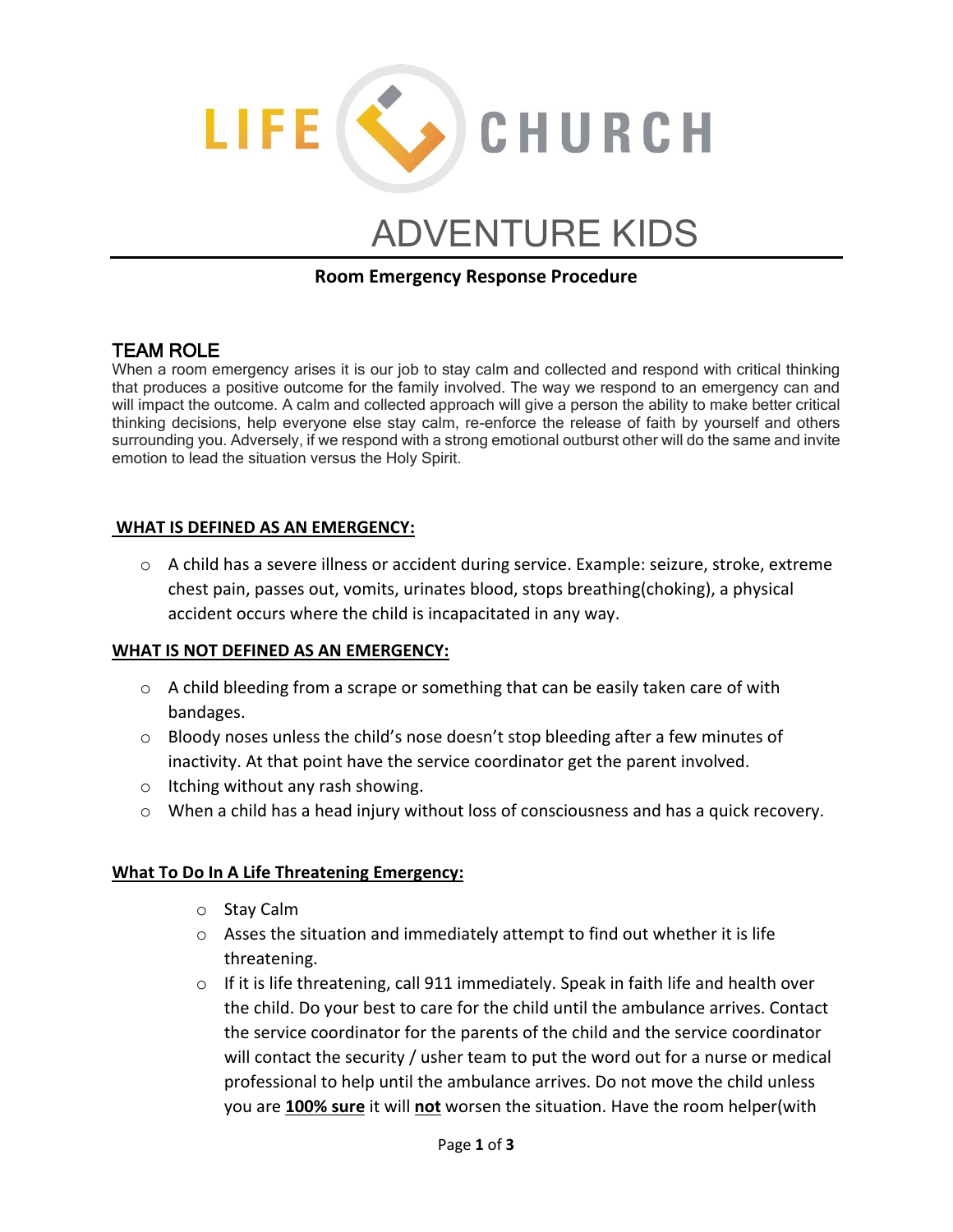LIFE CHURCH

# ADVENTURE KIDS

**Room Emergency Response Procedure**

## TEAM ROLE

When a room emergency arises it is our job to stay calm and collected and respond with critical thinking that produces a positive outcome for the family involved. The way we respond to an emergency can and will impact the outcome. A calm and collected approach will give a person the ability to make better critical thinking decisions, help everyone else stay calm, re-enforce the release of faith by yourself and others surrounding you. Adversely, if we respond with a strong emotional outburst other will do the same and invite emotion to lead the situation versus the Holy Spirit.

**<u>WHAT IS DEFINED AS AN EMERGENCY:</u>**

- A child has a severe illness or accident during service. Example: seizure, stroke, extreme chest pain, passes out, vomits, urinates blood, stops breathing(choking), a physical accident occurs where the child is incapacitated in any way.

**<u>WHAT IS NOT DEFINED AS AN EMERGENCY:</u>**

- A child bleeding from a scrape or something that can be easily taken care of with bandages.
- Bloody noses unless the child's nose doesn't stop bleeding after a few minutes of inactivity. At that point have the service coordinator get the parent involved.
- Itching without any rash showing.
- When a child has a head injury without loss of consciousness and has a quick recovery.

**<u>What To Do In A Life Threatening Emergency:</u>**

- Stay Calm
- Asses the situation and immediately attempt to find out whether it is life threatening.
- If it is life threatening, call 911 immediately. Speak in faith life and health over the child. Do your best to care for the child until the ambulance arrives. Contact the service coordinator for the parents of the child and the service coordinator will contact the security / usher team to put the word out for a nurse or medical professional to help until the ambulance arrives. Do not move the child unless you are **<u>100% sure</u>** it will **<u>not</u>** worsen the situation. Have the room helper(with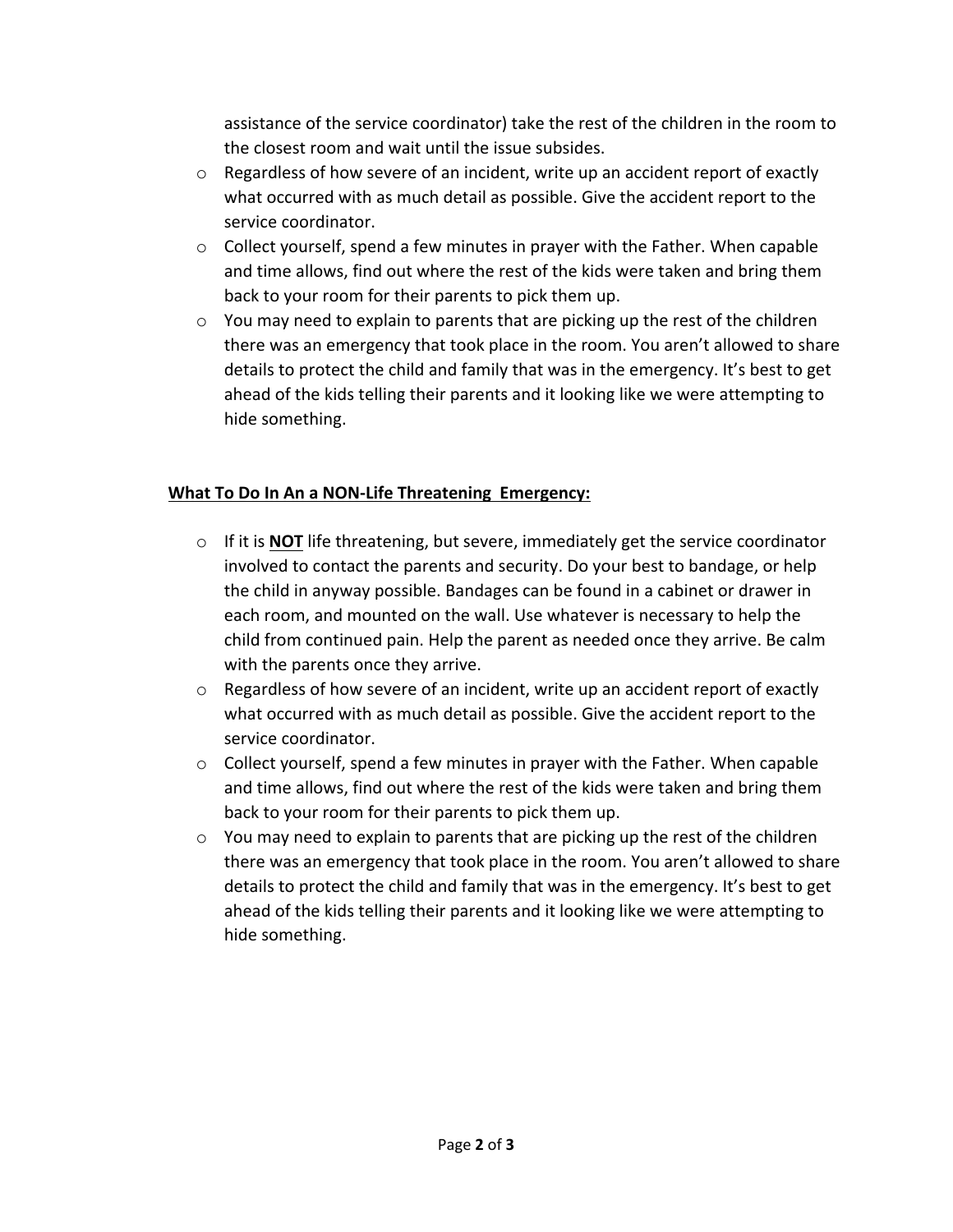assistance of the service coordinator) take the rest of the children in the room to the closest room and wait until the issue subsides.

- Regardless of how severe of an incident, write up an accident report of exactly what occurred with as much detail as possible. Give the accident report to the service coordinator.
- Collect yourself, spend a few minutes in prayer with the Father. When capable and time allows, find out where the rest of the kids were taken and bring them back to your room for their parents to pick them up.
- You may need to explain to parents that are picking up the rest of the children there was an emergency that took place in the room. You aren't allowed to share details to protect the child and family that was in the emergency. It's best to get ahead of the kids telling their parents and it looking like we were attempting to hide something.

## **What To Do In An a NON-Life Threatening Emergency:**

- If it is **NOT** life threatening, but severe, immediately get the service coordinator involved to contact the parents and security. Do your best to bandage, or help the child in anyway possible. Bandages can be found in a cabinet or drawer in each room, and mounted on the wall. Use whatever is necessary to help the child from continued pain. Help the parent as needed once they arrive. Be calm with the parents once they arrive.
- Regardless of how severe of an incident, write up an accident report of exactly what occurred with as much detail as possible. Give the accident report to the service coordinator.
- Collect yourself, spend a few minutes in prayer with the Father. When capable and time allows, find out where the rest of the kids were taken and bring them back to your room for their parents to pick them up.
- You may need to explain to parents that are picking up the rest of the children there was an emergency that took place in the room. You aren't allowed to share details to protect the child and family that was in the emergency. It's best to get ahead of the kids telling their parents and it looking like we were attempting to hide something.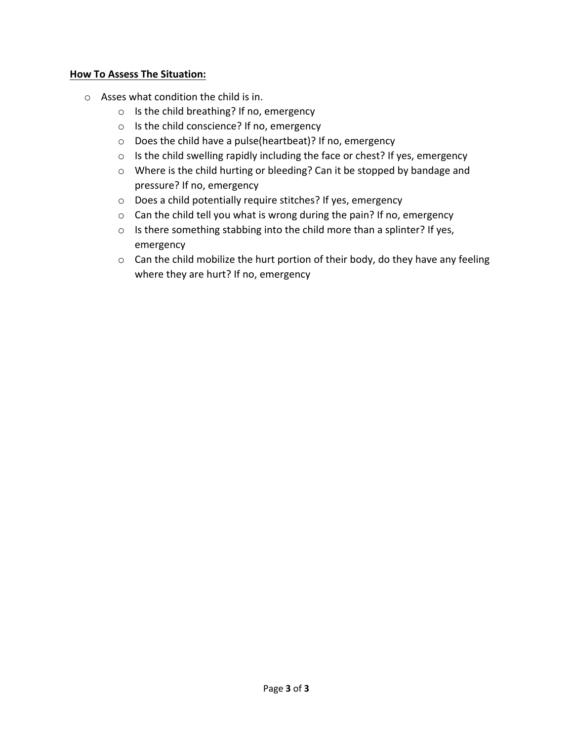**How To Assess The Situation:**

- Asses what condition the child is in.
  - Is the child breathing? If no, emergency
  - Is the child conscience? If no, emergency
  - Does the child have a pulse(heartbeat)? If no, emergency
  - Is the child swelling rapidly including the face or chest? If yes, emergency
  - Where is the child hurting or bleeding? Can it be stopped by bandage and pressure? If no, emergency
  - Does a child potentially require stitches? If yes, emergency
  - Can the child tell you what is wrong during the pain? If no, emergency
  - Is there something stabbing into the child more than a splinter? If yes, emergency
  - Can the child mobilize the hurt portion of their body, do they have any feeling where they are hurt? If no, emergency